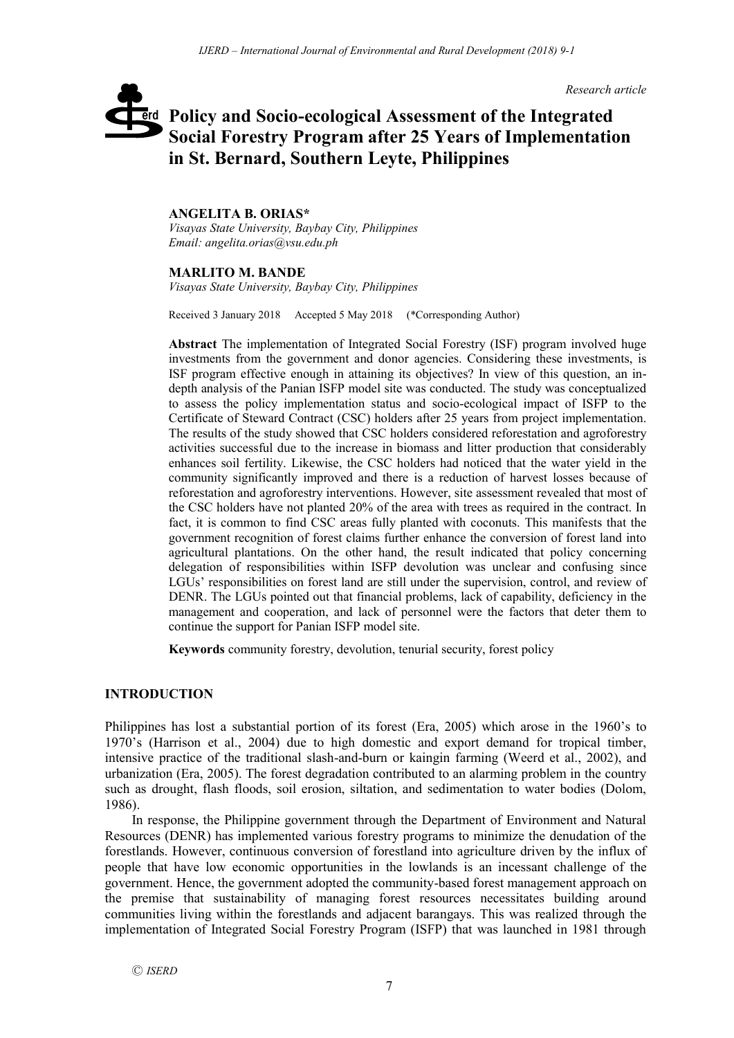*Research article*

# Policy and Socio-ecological Assessment of the Integrated Social Forestry Program after 25 Years of Implementation in St. Bernard, Southern Leyte, Philippines

**ANGELITA B. ORIAS***
*Visayas State University, Baybay City, Philippines*
*Email: angelita.orias@vsu.edu.ph*

**MARLITO M. BANDE**
*Visayas State University, Baybay City, Philippines*

Received 3 January 2018 Accepted 5 May 2018 (*Corresponding Author)

**Abstract** The implementation of Integrated Social Forestry (ISF) program involved huge investments from the government and donor agencies. Considering these investments, is ISF program effective enough in attaining its objectives? In view of this question, an in-depth analysis of the Panian ISFP model site was conducted. The study was conceptualized to assess the policy implementation status and socio-ecological impact of ISFP to the Certificate of Steward Contract (CSC) holders after 25 years from project implementation. The results of the study showed that CSC holders considered reforestation and agroforestry activities successful due to the increase in biomass and litter production that considerably enhances soil fertility. Likewise, the CSC holders had noticed that the water yield in the community significantly improved and there is a reduction of harvest losses because of reforestation and agroforestry interventions. However, site assessment revealed that most of the CSC holders have not planted 20% of the area with trees as required in the contract. In fact, it is common to find CSC areas fully planted with coconuts. This manifests that the government recognition of forest claims further enhance the conversion of forest land into agricultural plantations. On the other hand, the result indicated that policy concerning delegation of responsibilities within ISFP devolution was unclear and confusing since LGUs' responsibilities on forest land are still under the supervision, control, and review of DENR. The LGUs pointed out that financial problems, lack of capability, deficiency in the management and cooperation, and lack of personnel were the factors that deter them to continue the support for Panian ISFP model site.

**Keywords** community forestry, devolution, tenurial security, forest policy

## INTRODUCTION

Philippines has lost a substantial portion of its forest (Era, 2005) which arose in the 1960's to 1970's (Harrison et al., 2004) due to high domestic and export demand for tropical timber, intensive practice of the traditional slash-and-burn or kaingin farming (Weerd et al., 2002), and urbanization (Era, 2005). The forest degradation contributed to an alarming problem in the country such as drought, flash floods, soil erosion, siltation, and sedimentation to water bodies (Dolom, 1986).

In response, the Philippine government through the Department of Environment and Natural Resources (DENR) has implemented various forestry programs to minimize the denudation of the forestlands. However, continuous conversion of forestland into agriculture driven by the influx of people that have low economic opportunities in the lowlands is an incessant challenge of the government. Hence, the government adopted the community-based forest management approach on the premise that sustainability of managing forest resources necessitates building around communities living within the forestlands and adjacent barangays. This was realized through the implementation of Integrated Social Forestry Program (ISFP) that was launched in 1981 through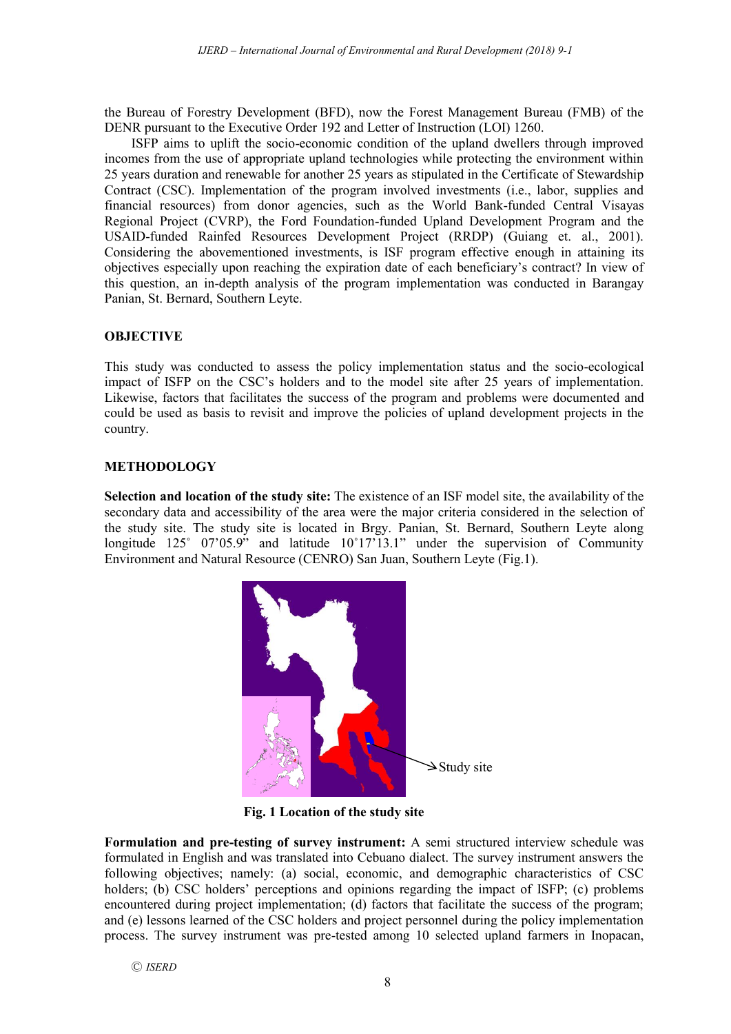the Bureau of Forestry Development (BFD), now the Forest Management Bureau (FMB) of the DENR pursuant to the Executive Order 192 and Letter of Instruction (LOI) 1260.

ISFP aims to uplift the socio-economic condition of the upland dwellers through improved incomes from the use of appropriate upland technologies while protecting the environment within 25 years duration and renewable for another 25 years as stipulated in the Certificate of Stewardship Contract (CSC). Implementation of the program involved investments (i.e., labor, supplies and financial resources) from donor agencies, such as the World Bank-funded Central Visayas Regional Project (CVRP), the Ford Foundation-funded Upland Development Program and the USAID-funded Rainfed Resources Development Project (RRDP) (Guiang et. al., 2001). Considering the abovementioned investments, is ISF program effective enough in attaining its objectives especially upon reaching the expiration date of each beneficiary's contract? In view of this question, an in-depth analysis of the program implementation was conducted in Barangay Panian, St. Bernard, Southern Leyte.

## OBJECTIVE

This study was conducted to assess the policy implementation status and the socio-ecological impact of ISFP on the CSC's holders and to the model site after 25 years of implementation. Likewise, factors that facilitates the success of the program and problems were documented and could be used as basis to revisit and improve the policies of upland development projects in the country.

## METHODOLOGY

**Selection and location of the study site:** The existence of an ISF model site, the availability of the secondary data and accessibility of the area were the major criteria considered in the selection of the study site. The study site is located in Brgy. Panian, St. Bernard, Southern Leyte along longitude 125˚ 07'05.9" and latitude 10˚17'13.1" under the supervision of Community Environment and Natural Resource (CENRO) San Juan, Southern Leyte (Fig.1).

Study site

**Fig. 1 Location of the study site**

**Formulation and pre-testing of survey instrument:** A semi structured interview schedule was formulated in English and was translated into Cebuano dialect. The survey instrument answers the following objectives; namely: (a) social, economic, and demographic characteristics of CSC holders; (b) CSC holders' perceptions and opinions regarding the impact of ISFP; (c) problems encountered during project implementation; (d) factors that facilitate the success of the program; and (e) lessons learned of the CSC holders and project personnel during the policy implementation process. The survey instrument was pre-tested among 10 selected upland farmers in Inopacan,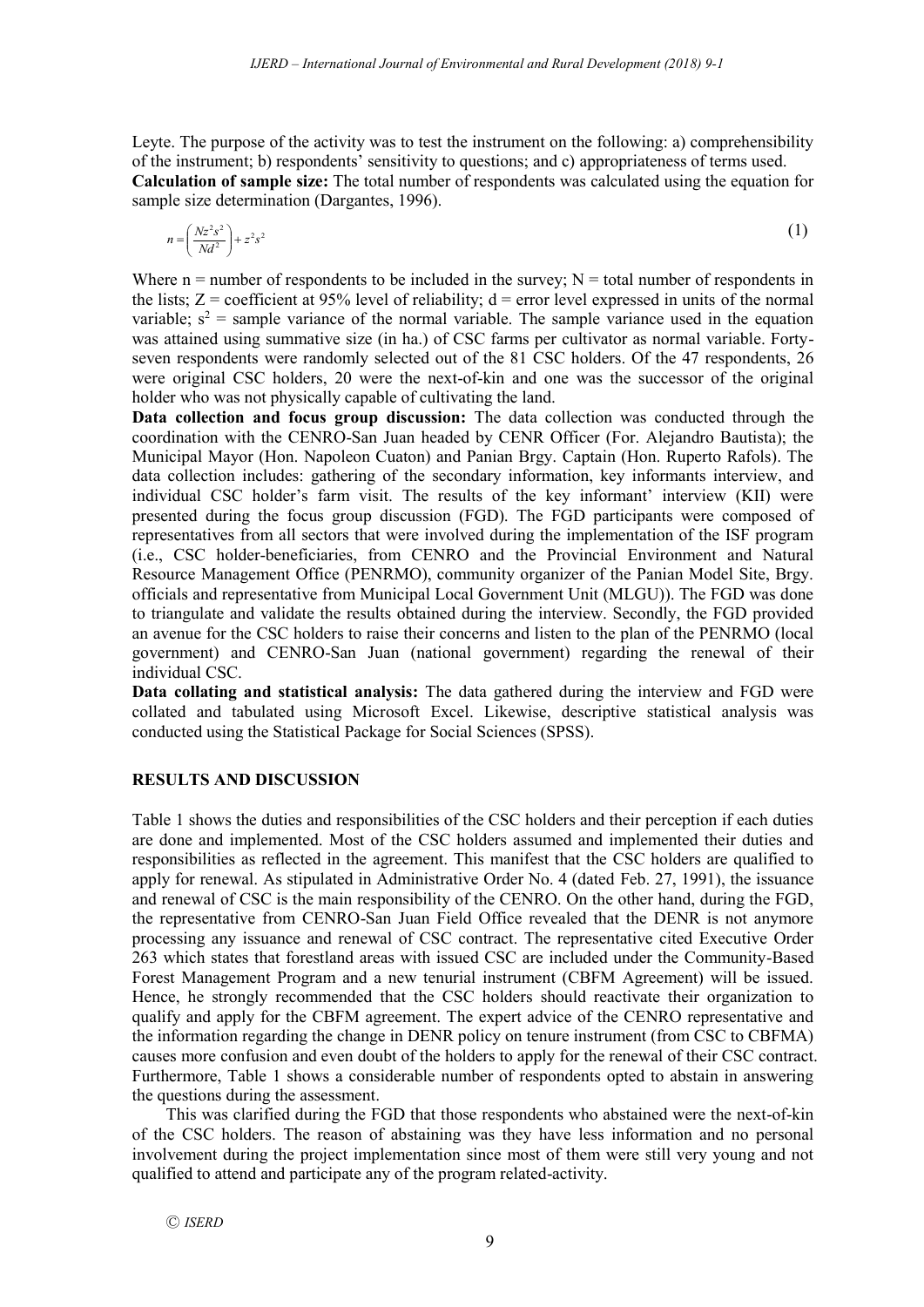Leyte. The purpose of the activity was to test the instrument on the following: a) comprehensibility of the instrument; b) respondents' sensitivity to questions; and c) appropriateness of terms used.

**Calculation of sample size:** The total number of respondents was calculated using the equation for sample size determination (Dargantes, 1996).

$$n = \left( \frac{Nz^2 s^2}{Nd^2} \right) + z^2 s^2 \tag{1}$$

Where n = number of respondents to be included in the survey; N = total number of respondents in the lists; Z = coefficient at 95% level of reliability; d = error level expressed in units of the normal variable; $s^2$ = sample variance of the normal variable. The sample variance used in the equation was attained using summative size (in ha.) of CSC farms per cultivator as normal variable. Forty-seven respondents were randomly selected out of the 81 CSC holders. Of the 47 respondents, 26 were original CSC holders, 20 were the next-of-kin and one was the successor of the original holder who was not physically capable of cultivating the land.

**Data collection and focus group discussion:** The data collection was conducted through the coordination with the CENRO-San Juan headed by CENR Officer (For. Alejandro Bautista); the Municipal Mayor (Hon. Napoleon Cuaton) and Panian Brgy. Captain (Hon. Ruperto Rafols). The data collection includes: gathering of the secondary information, key informants interview, and individual CSC holder's farm visit. The results of the key informant' interview (KII) were presented during the focus group discussion (FGD). The FGD participants were composed of representatives from all sectors that were involved during the implementation of the ISF program (i.e., CSC holder-beneficiaries, from CENRO and the Provincial Environment and Natural Resource Management Office (PENRMO), community organizer of the Panian Model Site, Brgy. officials and representative from Municipal Local Government Unit (MLGU)). The FGD was done to triangulate and validate the results obtained during the interview. Secondly, the FGD provided an avenue for the CSC holders to raise their concerns and listen to the plan of the PENRMO (local government) and CENRO-San Juan (national government) regarding the renewal of their individual CSC.

**Data collating and statistical analysis:** The data gathered during the interview and FGD were collated and tabulated using Microsoft Excel. Likewise, descriptive statistical analysis was conducted using the Statistical Package for Social Sciences (SPSS).

## RESULTS AND DISCUSSION

Table 1 shows the duties and responsibilities of the CSC holders and their perception if each duties are done and implemented. Most of the CSC holders assumed and implemented their duties and responsibilities as reflected in the agreement. This manifest that the CSC holders are qualified to apply for renewal. As stipulated in Administrative Order No. 4 (dated Feb. 27, 1991), the issuance and renewal of CSC is the main responsibility of the CENRO. On the other hand, during the FGD, the representative from CENRO-San Juan Field Office revealed that the DENR is not anymore processing any issuance and renewal of CSC contract. The representative cited Executive Order 263 which states that forestland areas with issued CSC are included under the Community-Based Forest Management Program and a new tenurial instrument (CBFM Agreement) will be issued. Hence, he strongly recommended that the CSC holders should reactivate their organization to qualify and apply for the CBFM agreement. The expert advice of the CENRO representative and the information regarding the change in DENR policy on tenure instrument (from CSC to CBFMA) causes more confusion and even doubt of the holders to apply for the renewal of their CSC contract. Furthermore, Table 1 shows a considerable number of respondents opted to abstain in answering the questions during the assessment.

This was clarified during the FGD that those respondents who abstained were the next-of-kin of the CSC holders. The reason of abstaining was they have less information and no personal involvement during the project implementation since most of them were still very young and not qualified to attend and participate any of the program related-activity.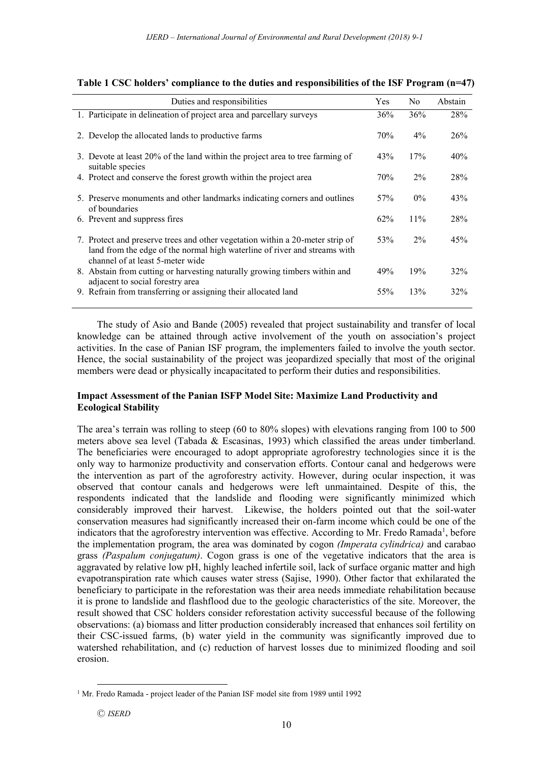**Table 1 CSC holders' compliance to the duties and responsibilities of the ISF Program (n=47)**

| Duties and responsibilities | Yes | No | Abstain |
|---|---|---|---|
| 1. Participate in delineation of project area and parcellary surveys | 36% | 36% | 28% |
| 2. Develop the allocated lands to productive farms | 70% | 4% | 26% |
| 3. Devote at least 20% of the land within the project area to tree farming of suitable species | 43% | 17% | 40% |
| 4. Protect and conserve the forest growth within the project area | 70% | 2% | 28% |
| 5. Preserve monuments and other landmarks indicating corners and outlines of boundaries | 57% | 0% | 43% |
| 6. Prevent and suppress fires | 62% | 11% | 28% |
| 7. Protect and preserve trees and other vegetation within a 20-meter strip of land from the edge of the normal high waterline of river and streams with channel of at least 5-meter wide | 53% | 2% | 45% |
| 8. Abstain from cutting or harvesting naturally growing timbers within and adjacent to social forestry area | 49% | 19% | 32% |
| 9. Refrain from transferring or assigning their allocated land | 55% | 13% | 32% |

The study of Asio and Bande (2005) revealed that project sustainability and transfer of local knowledge can be attained through active involvement of the youth on association's project activities. In the case of Panian ISF program, the implementers failed to involve the youth sector. Hence, the social sustainability of the project was jeopardized specially that most of the original members were dead or physically incapacitated to perform their duties and responsibilities.

**Impact Assessment of the Panian ISFP Model Site: Maximize Land Productivity and Ecological Stability**

The area's terrain was rolling to steep (60 to 80% slopes) with elevations ranging from 100 to 500 meters above sea level (Tabada & Escasinas, 1993) which classified the areas under timberland. The beneficiaries were encouraged to adopt appropriate agroforestry technologies since it is the only way to harmonize productivity and conservation efforts. Contour canal and hedgerows were the intervention as part of the agroforestry activity. However, during ocular inspection, it was observed that contour canals and hedgerows were left unmaintained. Despite of this, the respondents indicated that the landslide and flooding were significantly minimized which considerably improved their harvest. Likewise, the holders pointed out that the soil-water conservation measures had significantly increased their on-farm income which could be one of the indicators that the agroforestry intervention was effective. According to Mr. Fredo Ramada[1], before the implementation program, the area was dominated by cogon *(Imperata cylindrica)* and carabao grass *(Paspalum conjugatum)*. Cogon grass is one of the vegetative indicators that the area is aggravated by relative low pH, highly leached infertile soil, lack of surface organic matter and high evapotranspiration rate which causes water stress (Sajise, 1990). Other factor that exhilarated the beneficiary to participate in the reforestation was their area needs immediate rehabilitation because it is prone to landslide and flashflood due to the geologic characteristics of the site. Moreover, the result showed that CSC holders consider reforestation activity successful because of the following observations: (a) biomass and litter production considerably increased that enhances soil fertility on their CSC-issued farms, (b) water yield in the community was significantly improved due to watershed rehabilitation, and (c) reduction of harvest losses due to minimized flooding and soil erosion.

[1] Mr. Fredo Ramada - project leader of the Panian ISF model site from 1989 until 1992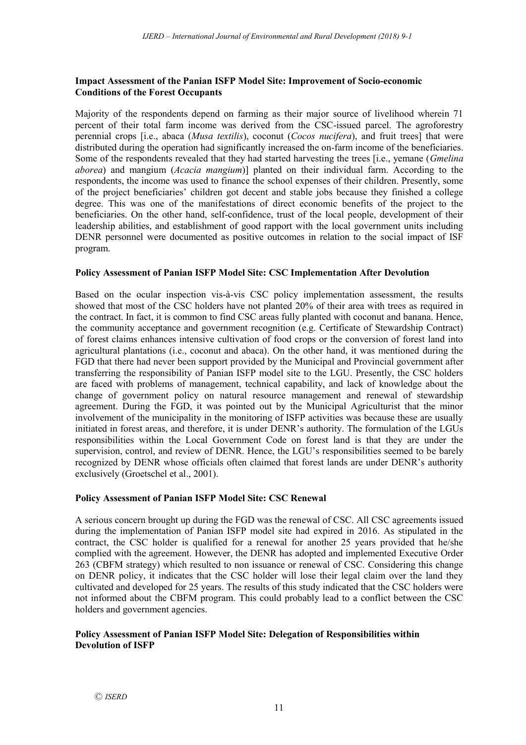### Impact Assessment of the Panian ISFP Model Site: Improvement of Socio-economic Conditions of the Forest Occupants

Majority of the respondents depend on farming as their major source of livelihood wherein 71 percent of their total farm income was derived from the CSC-issued parcel. The agroforestry perennial crops [i.e., abaca (*Musa textilis*), coconut (*Cocos nucifera*), and fruit trees] that were distributed during the operation had significantly increased the on-farm income of the beneficiaries. Some of the respondents revealed that they had started harvesting the trees [i.e., yemane (*Gmelina aborea*) and mangium (*Acacia mangium*)] planted on their individual farm. According to the respondents, the income was used to finance the school expenses of their children. Presently, some of the project beneficiaries' children got decent and stable jobs because they finished a college degree. This was one of the manifestations of direct economic benefits of the project to the beneficiaries. On the other hand, self-confidence, trust of the local people, development of their leadership abilities, and establishment of good rapport with the local government units including DENR personnel were documented as positive outcomes in relation to the social impact of ISF program.

### Policy Assessment of Panian ISFP Model Site: CSC Implementation After Devolution

Based on the ocular inspection vis-à-vis CSC policy implementation assessment, the results showed that most of the CSC holders have not planted 20% of their area with trees as required in the contract. In fact, it is common to find CSC areas fully planted with coconut and banana. Hence, the community acceptance and government recognition (e.g. Certificate of Stewardship Contract) of forest claims enhances intensive cultivation of food crops or the conversion of forest land into agricultural plantations (i.e., coconut and abaca). On the other hand, it was mentioned during the FGD that there had never been support provided by the Municipal and Provincial government after transferring the responsibility of Panian ISFP model site to the LGU. Presently, the CSC holders are faced with problems of management, technical capability, and lack of knowledge about the change of government policy on natural resource management and renewal of stewardship agreement. During the FGD, it was pointed out by the Municipal Agriculturist that the minor involvement of the municipality in the monitoring of ISFP activities was because these are usually initiated in forest areas, and therefore, it is under DENR's authority. The formulation of the LGUs responsibilities within the Local Government Code on forest land is that they are under the supervision, control, and review of DENR. Hence, the LGU's responsibilities seemed to be barely recognized by DENR whose officials often claimed that forest lands are under DENR's authority exclusively (Groetschel et al., 2001).

### Policy Assessment of Panian ISFP Model Site: CSC Renewal

A serious concern brought up during the FGD was the renewal of CSC. All CSC agreements issued during the implementation of Panian ISFP model site had expired in 2016. As stipulated in the contract, the CSC holder is qualified for a renewal for another 25 years provided that he/she complied with the agreement. However, the DENR has adopted and implemented Executive Order 263 (CBFM strategy) which resulted to non issuance or renewal of CSC. Considering this change on DENR policy, it indicates that the CSC holder will lose their legal claim over the land they cultivated and developed for 25 years. The results of this study indicated that the CSC holders were not informed about the CBFM program. This could probably lead to a conflict between the CSC holders and government agencies.

### Policy Assessment of Panian ISFP Model Site: Delegation of Responsibilities within Devolution of ISFP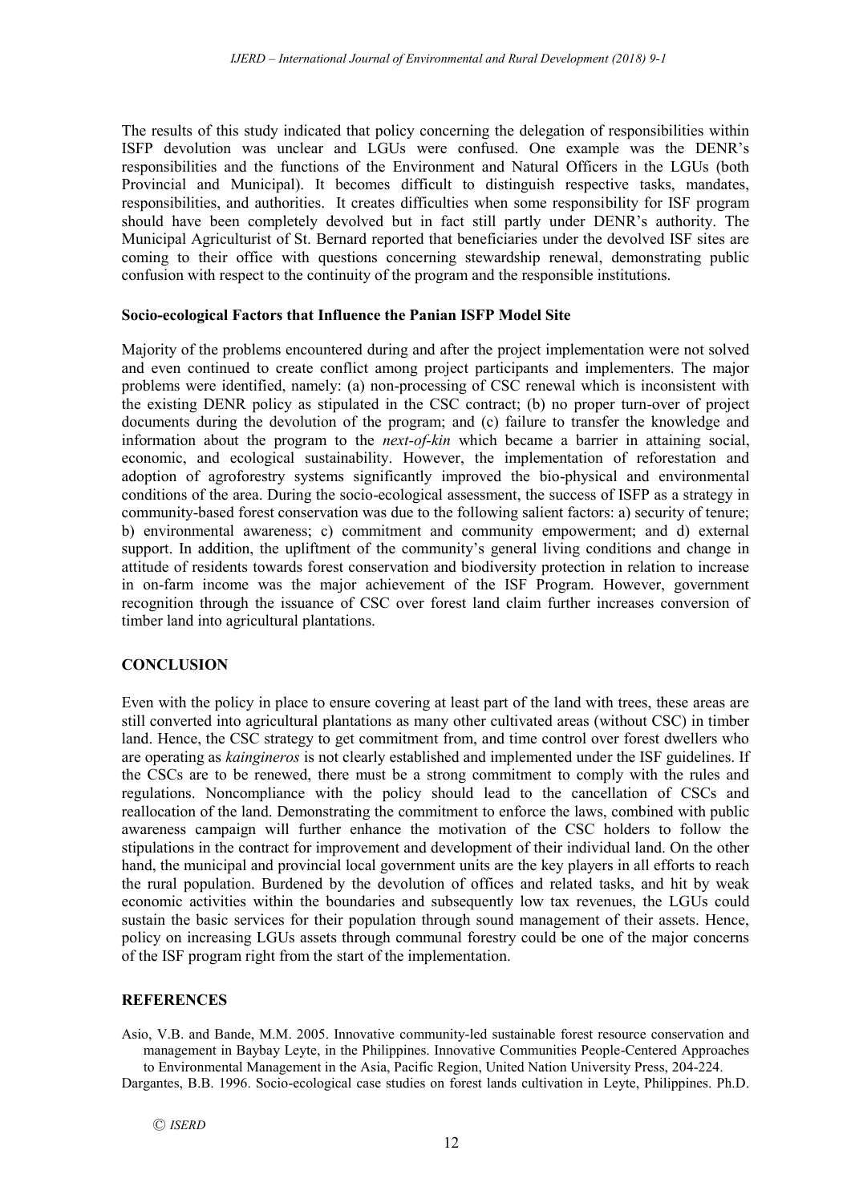The results of this study indicated that policy concerning the delegation of responsibilities within ISFP devolution was unclear and LGUs were confused. One example was the DENR's responsibilities and the functions of the Environment and Natural Officers in the LGUs (both Provincial and Municipal). It becomes difficult to distinguish respective tasks, mandates, responsibilities, and authorities. It creates difficulties when some responsibility for ISF program should have been completely devolved but in fact still partly under DENR's authority. The Municipal Agriculturist of St. Bernard reported that beneficiaries under the devolved ISF sites are coming to their office with questions concerning stewardship renewal, demonstrating public confusion with respect to the continuity of the program and the responsible institutions.

**Socio-ecological Factors that Influence the Panian ISFP Model Site**

Majority of the problems encountered during and after the project implementation were not solved and even continued to create conflict among project participants and implementers. The major problems were identified, namely: (a) non-processing of CSC renewal which is inconsistent with the existing DENR policy as stipulated in the CSC contract; (b) no proper turn-over of project documents during the devolution of the program; and (c) failure to transfer the knowledge and information about the program to the *next-of-kin* which became a barrier in attaining social, economic, and ecological sustainability. However, the implementation of reforestation and adoption of agroforestry systems significantly improved the bio-physical and environmental conditions of the area. During the socio-ecological assessment, the success of ISFP as a strategy in community-based forest conservation was due to the following salient factors: a) security of tenure; b) environmental awareness; c) commitment and community empowerment; and d) external support. In addition, the upliftment of the community's general living conditions and change in attitude of residents towards forest conservation and biodiversity protection in relation to increase in on-farm income was the major achievement of the ISF Program. However, government recognition through the issuance of CSC over forest land claim further increases conversion of timber land into agricultural plantations.

## CONCLUSION

Even with the policy in place to ensure covering at least part of the land with trees, these areas are still converted into agricultural plantations as many other cultivated areas (without CSC) in timber land. Hence, the CSC strategy to get commitment from, and time control over forest dwellers who are operating as *kaingineros* is not clearly established and implemented under the ISF guidelines. If the CSCs are to be renewed, there must be a strong commitment to comply with the rules and regulations. Noncompliance with the policy should lead to the cancellation of CSCs and reallocation of the land. Demonstrating the commitment to enforce the laws, combined with public awareness campaign will further enhance the motivation of the CSC holders to follow the stipulations in the contract for improvement and development of their individual land. On the other hand, the municipal and provincial local government units are the key players in all efforts to reach the rural population. Burdened by the devolution of offices and related tasks, and hit by weak economic activities within the boundaries and subsequently low tax revenues, the LGUs could sustain the basic services for their population through sound management of their assets. Hence, policy on increasing LGUs assets through communal forestry could be one of the major concerns of the ISF program right from the start of the implementation.

## REFERENCES

Asio, V.B. and Bande, M.M. 2005. Innovative community-led sustainable forest resource conservation and management in Baybay Leyte, in the Philippines. Innovative Communities People-Centered Approaches to Environmental Management in the Asia, Pacific Region, United Nation University Press, 204-224.

Dargantes, B.B. 1996. Socio-ecological case studies on forest lands cultivation in Leyte, Philippines. Ph.D.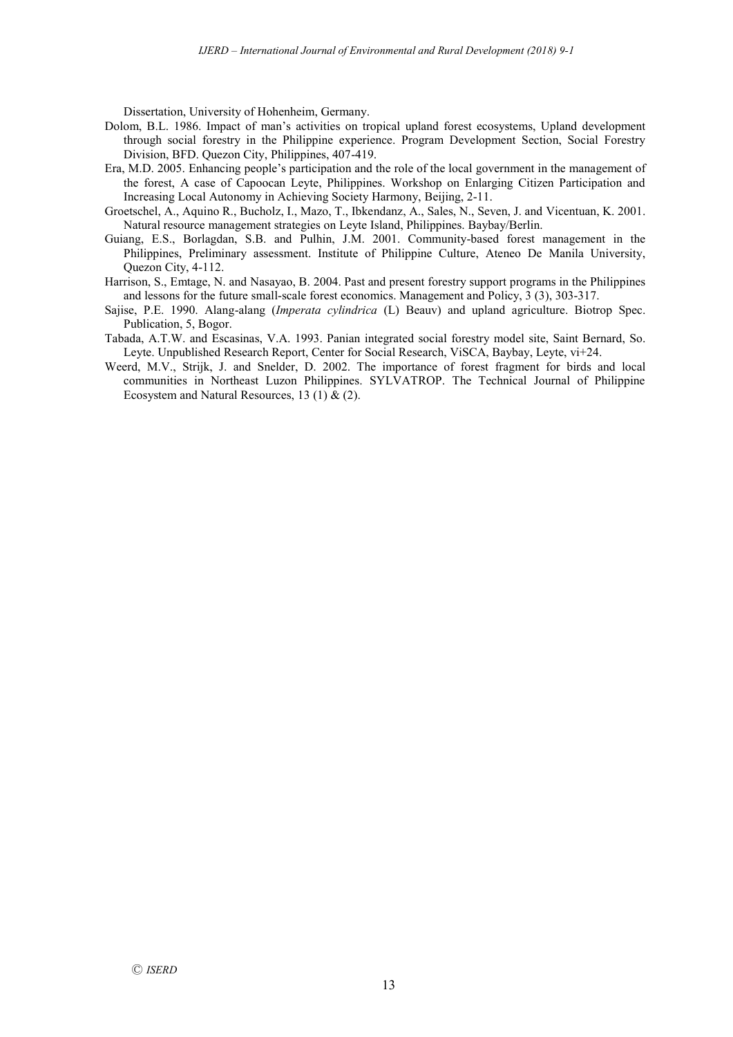Dissertation, University of Hohenheim, Germany.

Dolom, B.L. 1986. Impact of man's activities on tropical upland forest ecosystems, Upland development through social forestry in the Philippine experience. Program Development Section, Social Forestry Division, BFD. Quezon City, Philippines, 407-419.

Era, M.D. 2005. Enhancing people's participation and the role of the local government in the management of the forest, A case of Capoocan Leyte, Philippines. Workshop on Enlarging Citizen Participation and Increasing Local Autonomy in Achieving Society Harmony, Beijing, 2-11.

Groetschel, A., Aquino R., Bucholz, I., Mazo, T., Ibkendanz, A., Sales, N., Seven, J. and Vicentuan, K. 2001. Natural resource management strategies on Leyte Island, Philippines. Baybay/Berlin.

Guiang, E.S., Borlagdan, S.B. and Pulhin, J.M. 2001. Community-based forest management in the Philippines, Preliminary assessment. Institute of Philippine Culture, Ateneo De Manila University, Quezon City, 4-112.

Harrison, S., Emtage, N. and Nasayao, B. 2004. Past and present forestry support programs in the Philippines and lessons for the future small-scale forest economics. Management and Policy, 3 (3), 303-317.

Sajise, P.E. 1990. Alang-alang (*Imperata cylindrica* (L) Beauv) and upland agriculture. Biotrop Spec. Publication, 5, Bogor.

Tabada, A.T.W. and Escasinas, V.A. 1993. Panian integrated social forestry model site, Saint Bernard, So. Leyte. Unpublished Research Report, Center for Social Research, ViSCA, Baybay, Leyte, vi+24.

Weerd, M.V., Strijk, J. and Snelder, D. 2002. The importance of forest fragment for birds and local communities in Northeast Luzon Philippines. SYLVATROP. The Technical Journal of Philippine Ecosystem and Natural Resources, 13 (1) & (2).